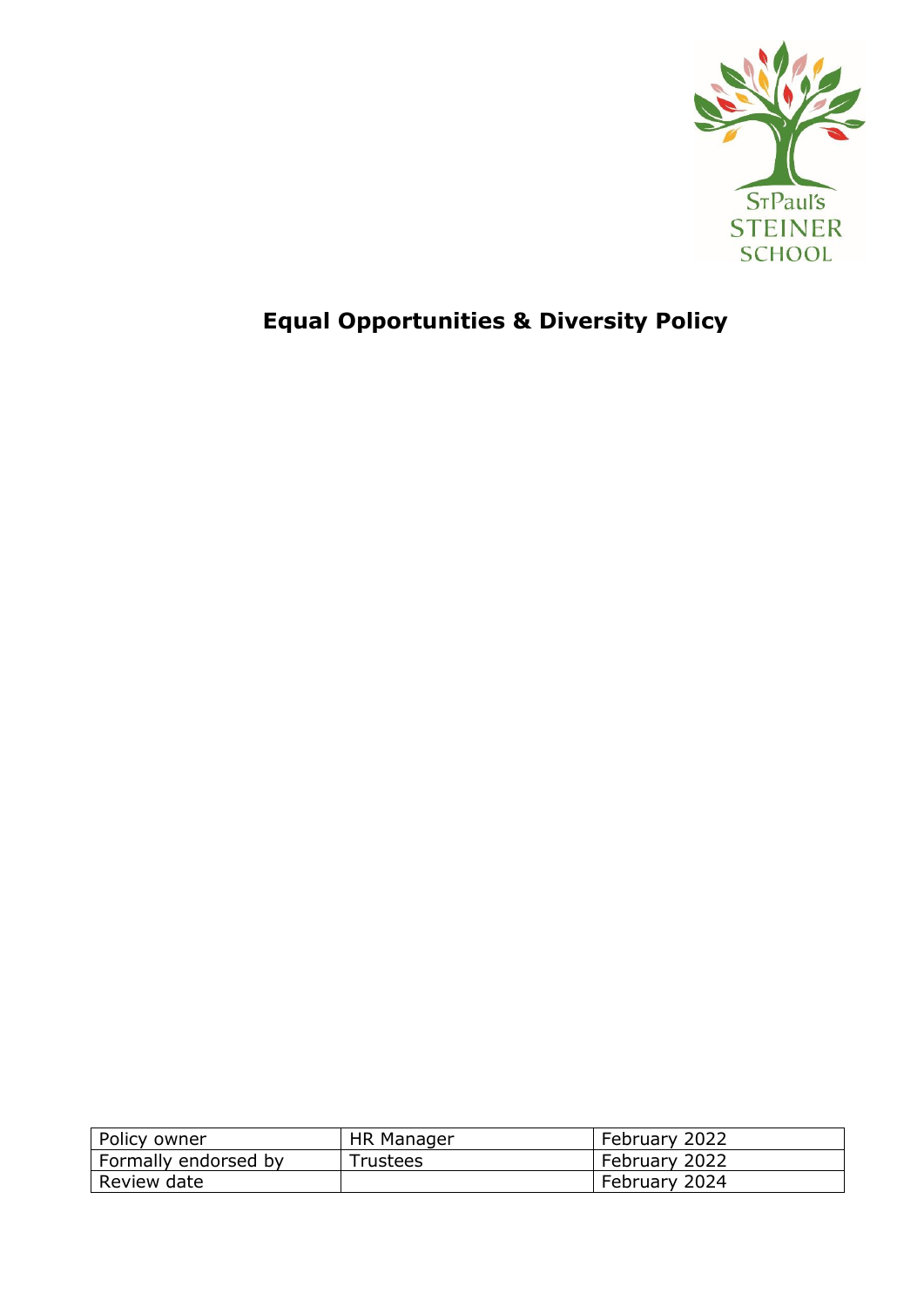St Paul's STEINER SCHOOL

# Equal Opportunities & Diversity Policy

| Policy owner | HR Manager | February 2022 |
|---|---|---|
| Formally endorsed by | Trustees | February 2022 |
| Review date | | February 2024 |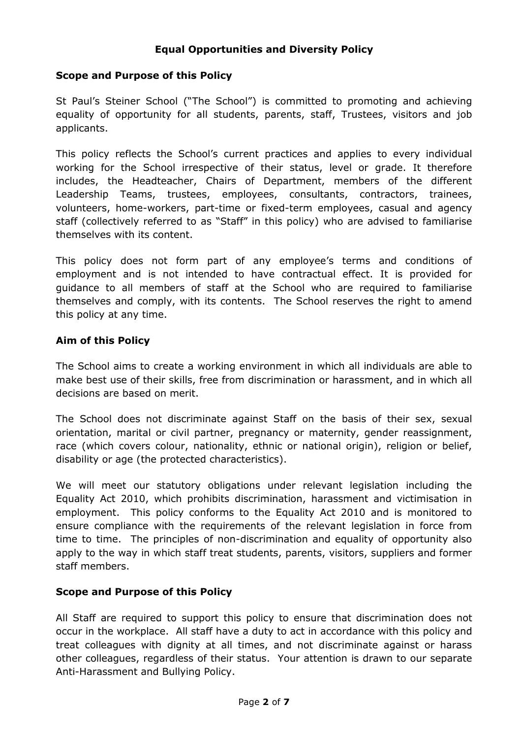# Equal Opportunities and Diversity Policy

## Scope and Purpose of this Policy

St Paul's Steiner School ("The School") is committed to promoting and achieving equality of opportunity for all students, parents, staff, Trustees, visitors and job applicants.

This policy reflects the School's current practices and applies to every individual working for the School irrespective of their status, level or grade. It therefore includes, the Headteacher, Chairs of Department, members of the different Leadership Teams, trustees, employees, consultants, contractors, trainees, volunteers, home-workers, part-time or fixed-term employees, casual and agency staff (collectively referred to as "Staff" in this policy) who are advised to familiarise themselves with its content.

This policy does not form part of any employee's terms and conditions of employment and is not intended to have contractual effect. It is provided for guidance to all members of staff at the School who are required to familiarise themselves and comply, with its contents. The School reserves the right to amend this policy at any time.

## Aim of this Policy

The School aims to create a working environment in which all individuals are able to make best use of their skills, free from discrimination or harassment, and in which all decisions are based on merit.

The School does not discriminate against Staff on the basis of their sex, sexual orientation, marital or civil partner, pregnancy or maternity, gender reassignment, race (which covers colour, nationality, ethnic or national origin), religion or belief, disability or age (the protected characteristics).

We will meet our statutory obligations under relevant legislation including the Equality Act 2010, which prohibits discrimination, harassment and victimisation in employment. This policy conforms to the Equality Act 2010 and is monitored to ensure compliance with the requirements of the relevant legislation in force from time to time. The principles of non-discrimination and equality of opportunity also apply to the way in which staff treat students, parents, visitors, suppliers and former staff members.

## Scope and Purpose of this Policy

All Staff are required to support this policy to ensure that discrimination does not occur in the workplace. All staff have a duty to act in accordance with this policy and treat colleagues with dignity at all times, and not discriminate against or harass other colleagues, regardless of their status. Your attention is drawn to our separate Anti-Harassment and Bullying Policy.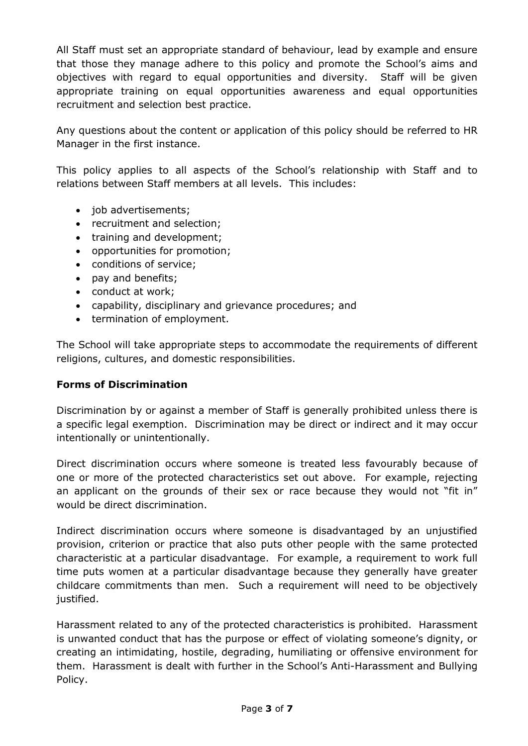All Staff must set an appropriate standard of behaviour, lead by example and ensure that those they manage adhere to this policy and promote the School's aims and objectives with regard to equal opportunities and diversity. Staff will be given appropriate training on equal opportunities awareness and equal opportunities recruitment and selection best practice.

Any questions about the content or application of this policy should be referred to HR Manager in the first instance.

This policy applies to all aspects of the School's relationship with Staff and to relations between Staff members at all levels. This includes:

- job advertisements;
- recruitment and selection;
- training and development;
- opportunities for promotion;
- conditions of service;
- pay and benefits;
- conduct at work;
- capability, disciplinary and grievance procedures; and
- termination of employment.

The School will take appropriate steps to accommodate the requirements of different religions, cultures, and domestic responsibilities.

**Forms of Discrimination**

Discrimination by or against a member of Staff is generally prohibited unless there is a specific legal exemption. Discrimination may be direct or indirect and it may occur intentionally or unintentionally.

Direct discrimination occurs where someone is treated less favourably because of one or more of the protected characteristics set out above. For example, rejecting an applicant on the grounds of their sex or race because they would not "fit in" would be direct discrimination.

Indirect discrimination occurs where someone is disadvantaged by an unjustified provision, criterion or practice that also puts other people with the same protected characteristic at a particular disadvantage. For example, a requirement to work full time puts women at a particular disadvantage because they generally have greater childcare commitments than men. Such a requirement will need to be objectively justified.

Harassment related to any of the protected characteristics is prohibited. Harassment is unwanted conduct that has the purpose or effect of violating someone's dignity, or creating an intimidating, hostile, degrading, humiliating or offensive environment for them. Harassment is dealt with further in the School's Anti-Harassment and Bullying Policy.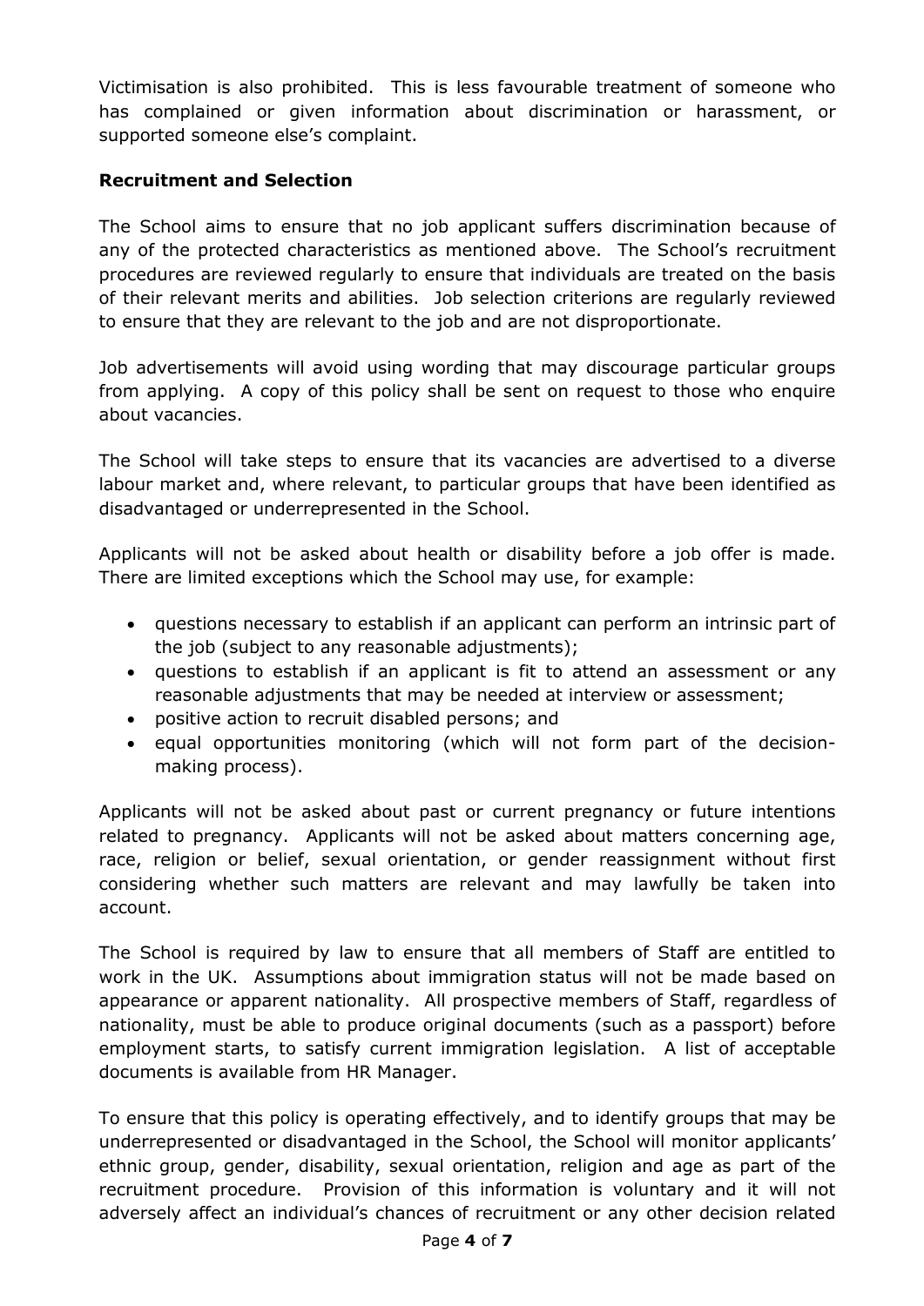Victimisation is also prohibited. This is less favourable treatment of someone who has complained or given information about discrimination or harassment, or supported someone else's complaint.

**Recruitment and Selection**

The School aims to ensure that no job applicant suffers discrimination because of any of the protected characteristics as mentioned above. The School's recruitment procedures are reviewed regularly to ensure that individuals are treated on the basis of their relevant merits and abilities. Job selection criterions are regularly reviewed to ensure that they are relevant to the job and are not disproportionate.

Job advertisements will avoid using wording that may discourage particular groups from applying. A copy of this policy shall be sent on request to those who enquire about vacancies.

The School will take steps to ensure that its vacancies are advertised to a diverse labour market and, where relevant, to particular groups that have been identified as disadvantaged or underrepresented in the School.

Applicants will not be asked about health or disability before a job offer is made. There are limited exceptions which the School may use, for example:

- questions necessary to establish if an applicant can perform an intrinsic part of the job (subject to any reasonable adjustments);
- questions to establish if an applicant is fit to attend an assessment or any reasonable adjustments that may be needed at interview or assessment;
- positive action to recruit disabled persons; and
- equal opportunities monitoring (which will not form part of the decision-making process).

Applicants will not be asked about past or current pregnancy or future intentions related to pregnancy. Applicants will not be asked about matters concerning age, race, religion or belief, sexual orientation, or gender reassignment without first considering whether such matters are relevant and may lawfully be taken into account.

The School is required by law to ensure that all members of Staff are entitled to work in the UK. Assumptions about immigration status will not be made based on appearance or apparent nationality. All prospective members of Staff, regardless of nationality, must be able to produce original documents (such as a passport) before employment starts, to satisfy current immigration legislation. A list of acceptable documents is available from HR Manager.

To ensure that this policy is operating effectively, and to identify groups that may be underrepresented or disadvantaged in the School, the School will monitor applicants' ethnic group, gender, disability, sexual orientation, religion and age as part of the recruitment procedure. Provision of this information is voluntary and it will not adversely affect an individual's chances of recruitment or any other decision related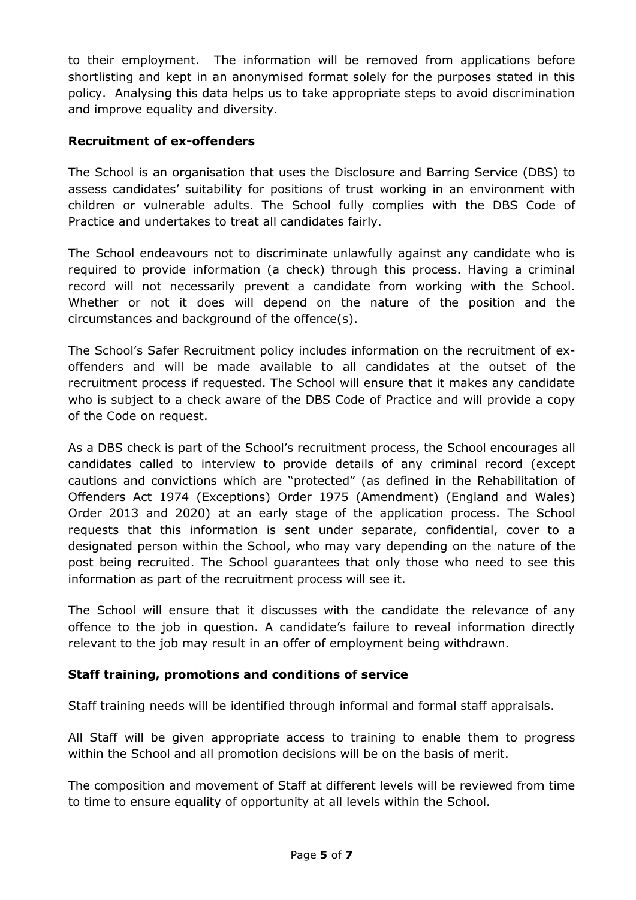to their employment. The information will be removed from applications before shortlisting and kept in an anonymised format solely for the purposes stated in this policy. Analysing this data helps us to take appropriate steps to avoid discrimination and improve equality and diversity.

## Recruitment of ex-offenders

The School is an organisation that uses the Disclosure and Barring Service (DBS) to assess candidates' suitability for positions of trust working in an environment with children or vulnerable adults. The School fully complies with the DBS Code of Practice and undertakes to treat all candidates fairly.

The School endeavours not to discriminate unlawfully against any candidate who is required to provide information (a check) through this process. Having a criminal record will not necessarily prevent a candidate from working with the School. Whether or not it does will depend on the nature of the position and the circumstances and background of the offence(s).

The School's Safer Recruitment policy includes information on the recruitment of ex-offenders and will be made available to all candidates at the outset of the recruitment process if requested. The School will ensure that it makes any candidate who is subject to a check aware of the DBS Code of Practice and will provide a copy of the Code on request.

As a DBS check is part of the School's recruitment process, the School encourages all candidates called to interview to provide details of any criminal record (except cautions and convictions which are "protected" (as defined in the Rehabilitation of Offenders Act 1974 (Exceptions) Order 1975 (Amendment) (England and Wales) Order 2013 and 2020) at an early stage of the application process. The School requests that this information is sent under separate, confidential, cover to a designated person within the School, who may vary depending on the nature of the post being recruited. The School guarantees that only those who need to see this information as part of the recruitment process will see it.

The School will ensure that it discusses with the candidate the relevance of any offence to the job in question. A candidate's failure to reveal information directly relevant to the job may result in an offer of employment being withdrawn.

## Staff training, promotions and conditions of service

Staff training needs will be identified through informal and formal staff appraisals.

All Staff will be given appropriate access to training to enable them to progress within the School and all promotion decisions will be on the basis of merit.

The composition and movement of Staff at different levels will be reviewed from time to time to ensure equality of opportunity at all levels within the School.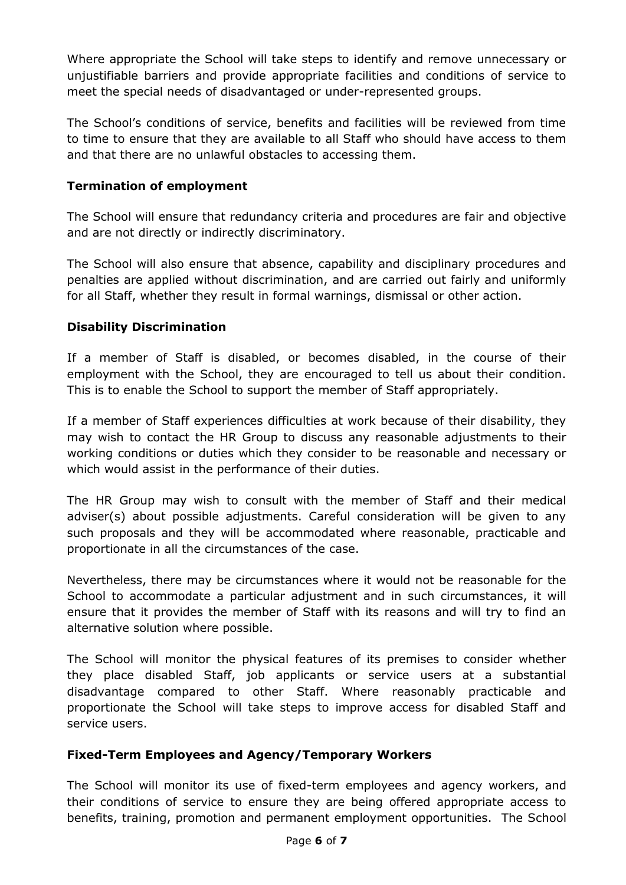Where appropriate the School will take steps to identify and remove unnecessary or unjustifiable barriers and provide appropriate facilities and conditions of service to meet the special needs of disadvantaged or under-represented groups.

The School's conditions of service, benefits and facilities will be reviewed from time to time to ensure that they are available to all Staff who should have access to them and that there are no unlawful obstacles to accessing them.

**Termination of employment**

The School will ensure that redundancy criteria and procedures are fair and objective and are not directly or indirectly discriminatory.

The School will also ensure that absence, capability and disciplinary procedures and penalties are applied without discrimination, and are carried out fairly and uniformly for all Staff, whether they result in formal warnings, dismissal or other action.

**Disability Discrimination**

If a member of Staff is disabled, or becomes disabled, in the course of their employment with the School, they are encouraged to tell us about their condition. This is to enable the School to support the member of Staff appropriately.

If a member of Staff experiences difficulties at work because of their disability, they may wish to contact the HR Group to discuss any reasonable adjustments to their working conditions or duties which they consider to be reasonable and necessary or which would assist in the performance of their duties.

The HR Group may wish to consult with the member of Staff and their medical adviser(s) about possible adjustments. Careful consideration will be given to any such proposals and they will be accommodated where reasonable, practicable and proportionate in all the circumstances of the case.

Nevertheless, there may be circumstances where it would not be reasonable for the School to accommodate a particular adjustment and in such circumstances, it will ensure that it provides the member of Staff with its reasons and will try to find an alternative solution where possible.

The School will monitor the physical features of its premises to consider whether they place disabled Staff, job applicants or service users at a substantial disadvantage compared to other Staff. Where reasonably practicable and proportionate the School will take steps to improve access for disabled Staff and service users.

**Fixed-Term Employees and Agency/Temporary Workers**

The School will monitor its use of fixed-term employees and agency workers, and their conditions of service to ensure they are being offered appropriate access to benefits, training, promotion and permanent employment opportunities. The School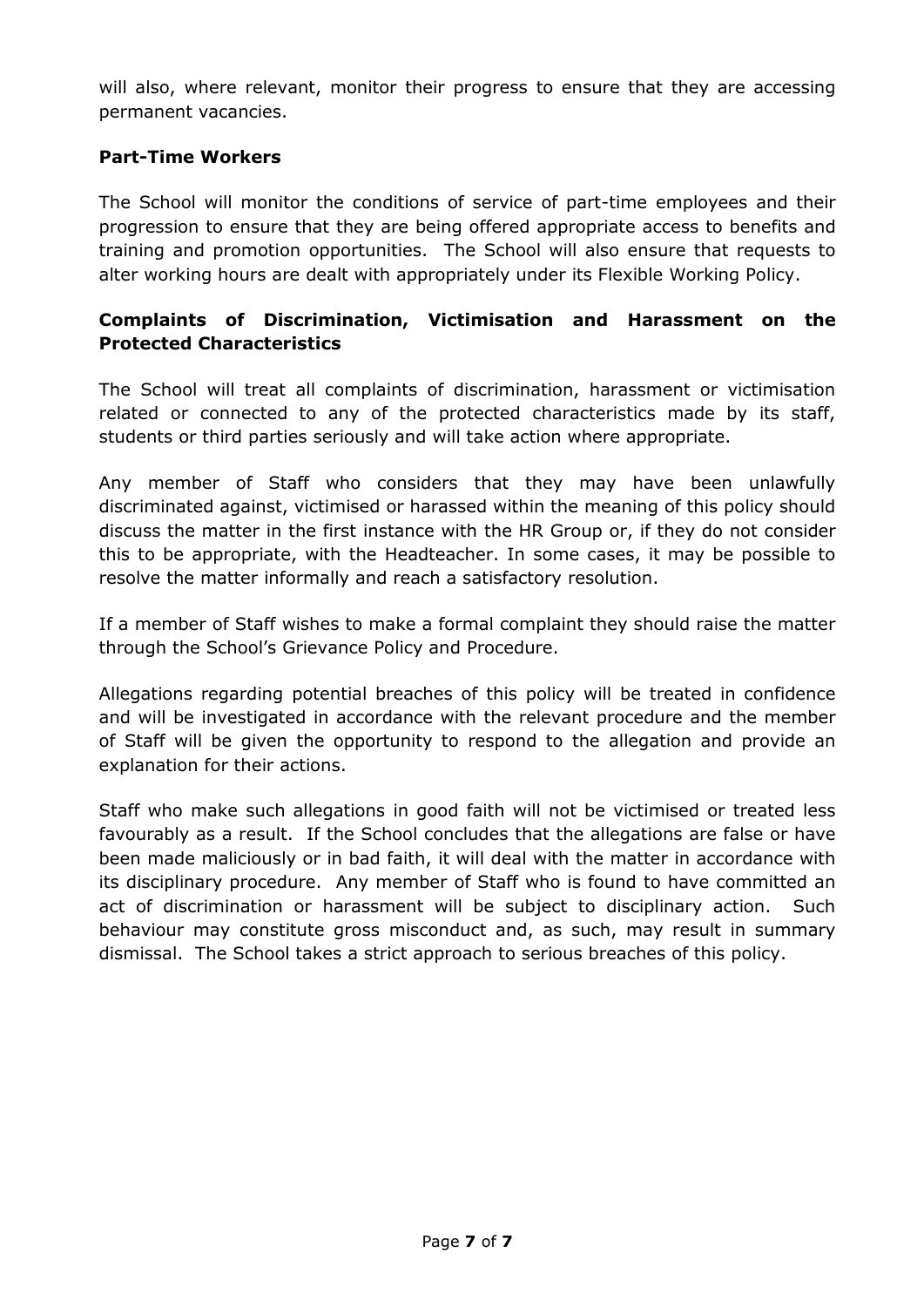will also, where relevant, monitor their progress to ensure that they are accessing permanent vacancies.

### Part-Time Workers

The School will monitor the conditions of service of part-time employees and their progression to ensure that they are being offered appropriate access to benefits and training and promotion opportunities. The School will also ensure that requests to alter working hours are dealt with appropriately under its Flexible Working Policy.

### Complaints of Discrimination, Victimisation and Harassment on the Protected Characteristics

The School will treat all complaints of discrimination, harassment or victimisation related or connected to any of the protected characteristics made by its staff, students or third parties seriously and will take action where appropriate.

Any member of Staff who considers that they may have been unlawfully discriminated against, victimised or harassed within the meaning of this policy should discuss the matter in the first instance with the HR Group or, if they do not consider this to be appropriate, with the Headteacher. In some cases, it may be possible to resolve the matter informally and reach a satisfactory resolution.

If a member of Staff wishes to make a formal complaint they should raise the matter through the School's Grievance Policy and Procedure.

Allegations regarding potential breaches of this policy will be treated in confidence and will be investigated in accordance with the relevant procedure and the member of Staff will be given the opportunity to respond to the allegation and provide an explanation for their actions.

Staff who make such allegations in good faith will not be victimised or treated less favourably as a result. If the School concludes that the allegations are false or have been made maliciously or in bad faith, it will deal with the matter in accordance with its disciplinary procedure. Any member of Staff who is found to have committed an act of discrimination or harassment will be subject to disciplinary action. Such behaviour may constitute gross misconduct and, as such, may result in summary dismissal. The School takes a strict approach to serious breaches of this policy.